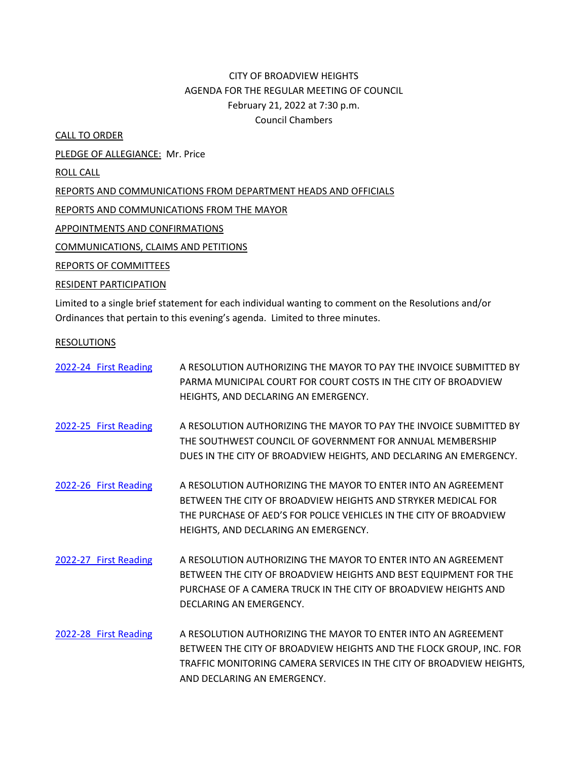CITY OF BROADVIEW HEIGHTS
AGENDA FOR THE REGULAR MEETING OF COUNCIL
February 21, 2022 at 7:30 p.m.
Council Chambers

CALL TO ORDER

PLEDGE OF ALLEGIANCE: Mr. Price

ROLL CALL

REPORTS AND COMMUNICATIONS FROM DEPARTMENT HEADS AND OFFICIALS

REPORTS AND COMMUNICATIONS FROM THE MAYOR

APPOINTMENTS AND CONFIRMATIONS

COMMUNICATIONS, CLAIMS AND PETITIONS

REPORTS OF COMMITTEES

RESIDENT PARTICIPATION

Limited to a single brief statement for each individual wanting to comment on the Resolutions and/or Ordinances that pertain to this evening's agenda. Limited to three minutes.

RESOLUTIONS

2022-24 First Reading — A RESOLUTION AUTHORIZING THE MAYOR TO PAY THE INVOICE SUBMITTED BY PARMA MUNICIPAL COURT FOR COURT COSTS IN THE CITY OF BROADVIEW HEIGHTS, AND DECLARING AN EMERGENCY.

2022-25 First Reading — A RESOLUTION AUTHORIZING THE MAYOR TO PAY THE INVOICE SUBMITTED BY THE SOUTHWEST COUNCIL OF GOVERNMENT FOR ANNUAL MEMBERSHIP DUES IN THE CITY OF BROADVIEW HEIGHTS, AND DECLARING AN EMERGENCY.

2022-26 First Reading — A RESOLUTION AUTHORIZING THE MAYOR TO ENTER INTO AN AGREEMENT BETWEEN THE CITY OF BROADVIEW HEIGHTS AND STRYKER MEDICAL FOR THE PURCHASE OF AED'S FOR POLICE VEHICLES IN THE CITY OF BROADVIEW HEIGHTS, AND DECLARING AN EMERGENCY.

2022-27 First Reading — A RESOLUTION AUTHORIZING THE MAYOR TO ENTER INTO AN AGREEMENT BETWEEN THE CITY OF BROADVIEW HEIGHTS AND BEST EQUIPMENT FOR THE PURCHASE OF A CAMERA TRUCK IN THE CITY OF BROADVIEW HEIGHTS AND DECLARING AN EMERGENCY.

2022-28 First Reading — A RESOLUTION AUTHORIZING THE MAYOR TO ENTER INTO AN AGREEMENT BETWEEN THE CITY OF BROADVIEW HEIGHTS AND THE FLOCK GROUP, INC. FOR TRAFFIC MONITORING CAMERA SERVICES IN THE CITY OF BROADVIEW HEIGHTS, AND DECLARING AN EMERGENCY.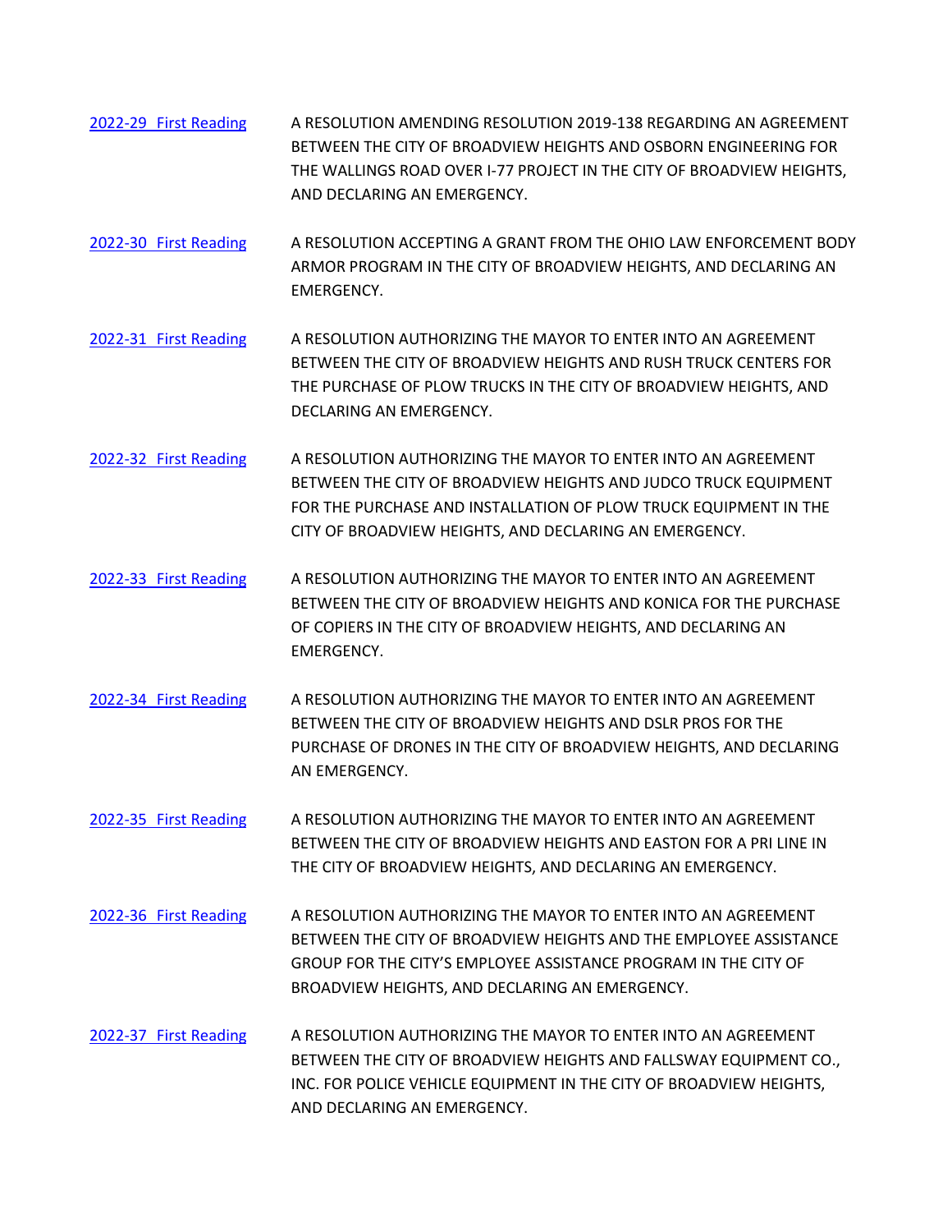2022-29 First Reading — A RESOLUTION AMENDING RESOLUTION 2019-138 REGARDING AN AGREEMENT BETWEEN THE CITY OF BROADVIEW HEIGHTS AND OSBORN ENGINEERING FOR THE WALLINGS ROAD OVER I-77 PROJECT IN THE CITY OF BROADVIEW HEIGHTS, AND DECLARING AN EMERGENCY.

2022-30 First Reading — A RESOLUTION ACCEPTING A GRANT FROM THE OHIO LAW ENFORCEMENT BODY ARMOR PROGRAM IN THE CITY OF BROADVIEW HEIGHTS, AND DECLARING AN EMERGENCY.

2022-31 First Reading — A RESOLUTION AUTHORIZING THE MAYOR TO ENTER INTO AN AGREEMENT BETWEEN THE CITY OF BROADVIEW HEIGHTS AND RUSH TRUCK CENTERS FOR THE PURCHASE OF PLOW TRUCKS IN THE CITY OF BROADVIEW HEIGHTS, AND DECLARING AN EMERGENCY.

2022-32 First Reading — A RESOLUTION AUTHORIZING THE MAYOR TO ENTER INTO AN AGREEMENT BETWEEN THE CITY OF BROADVIEW HEIGHTS AND JUDCO TRUCK EQUIPMENT FOR THE PURCHASE AND INSTALLATION OF PLOW TRUCK EQUIPMENT IN THE CITY OF BROADVIEW HEIGHTS, AND DECLARING AN EMERGENCY.

2022-33 First Reading — A RESOLUTION AUTHORIZING THE MAYOR TO ENTER INTO AN AGREEMENT BETWEEN THE CITY OF BROADVIEW HEIGHTS AND KONICA FOR THE PURCHASE OF COPIERS IN THE CITY OF BROADVIEW HEIGHTS, AND DECLARING AN EMERGENCY.

2022-34 First Reading — A RESOLUTION AUTHORIZING THE MAYOR TO ENTER INTO AN AGREEMENT BETWEEN THE CITY OF BROADVIEW HEIGHTS AND DSLR PROS FOR THE PURCHASE OF DRONES IN THE CITY OF BROADVIEW HEIGHTS, AND DECLARING AN EMERGENCY.

2022-35 First Reading — A RESOLUTION AUTHORIZING THE MAYOR TO ENTER INTO AN AGREEMENT BETWEEN THE CITY OF BROADVIEW HEIGHTS AND EASTON FOR A PRI LINE IN THE CITY OF BROADVIEW HEIGHTS, AND DECLARING AN EMERGENCY.

2022-36 First Reading — A RESOLUTION AUTHORIZING THE MAYOR TO ENTER INTO AN AGREEMENT BETWEEN THE CITY OF BROADVIEW HEIGHTS AND THE EMPLOYEE ASSISTANCE GROUP FOR THE CITY'S EMPLOYEE ASSISTANCE PROGRAM IN THE CITY OF BROADVIEW HEIGHTS, AND DECLARING AN EMERGENCY.

2022-37 First Reading — A RESOLUTION AUTHORIZING THE MAYOR TO ENTER INTO AN AGREEMENT BETWEEN THE CITY OF BROADVIEW HEIGHTS AND FALLSWAY EQUIPMENT CO., INC. FOR POLICE VEHICLE EQUIPMENT IN THE CITY OF BROADVIEW HEIGHTS, AND DECLARING AN EMERGENCY.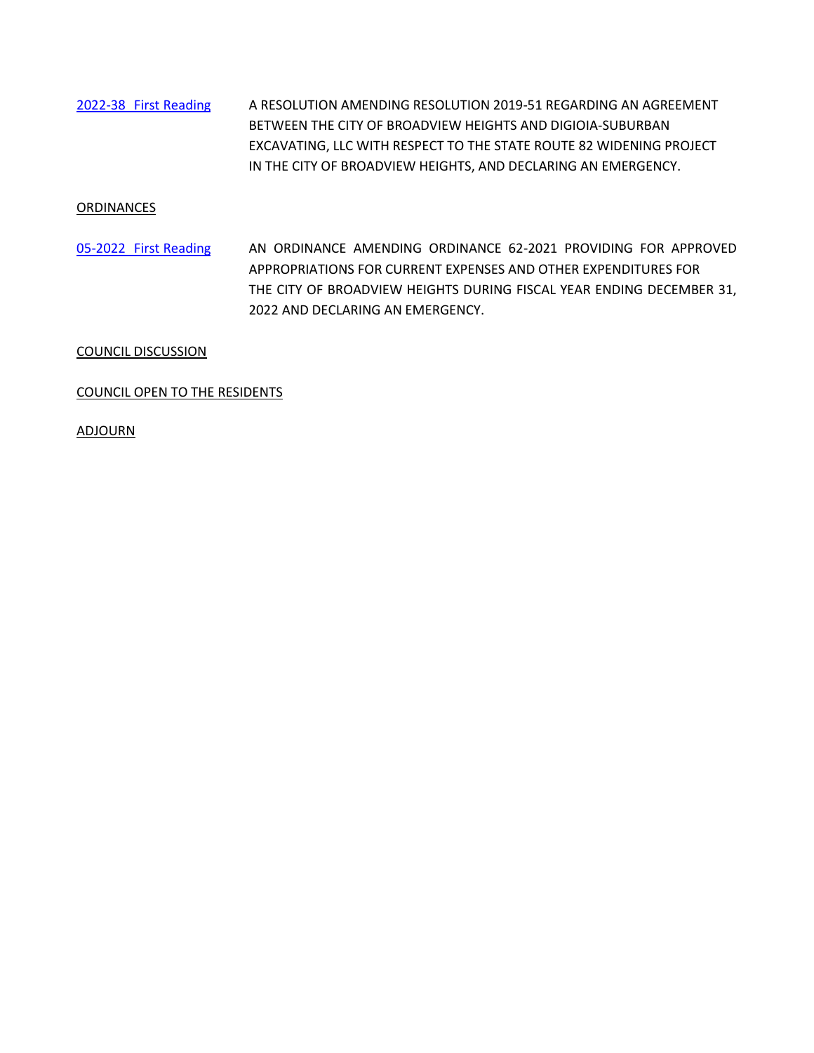[2022-38 First Reading] A RESOLUTION AMENDING RESOLUTION 2019-51 REGARDING AN AGREEMENT BETWEEN THE CITY OF BROADVIEW HEIGHTS AND DIGIOIA-SUBURBAN EXCAVATING, LLC WITH RESPECT TO THE STATE ROUTE 82 WIDENING PROJECT IN THE CITY OF BROADVIEW HEIGHTS, AND DECLARING AN EMERGENCY.

ORDINANCES

[05-2022 First Reading] AN ORDINANCE AMENDING ORDINANCE 62-2021 PROVIDING FOR APPROVED APPROPRIATIONS FOR CURRENT EXPENSES AND OTHER EXPENDITURES FOR THE CITY OF BROADVIEW HEIGHTS DURING FISCAL YEAR ENDING DECEMBER 31, 2022 AND DECLARING AN EMERGENCY.

COUNCIL DISCUSSION

COUNCIL OPEN TO THE RESIDENTS

ADJOURN